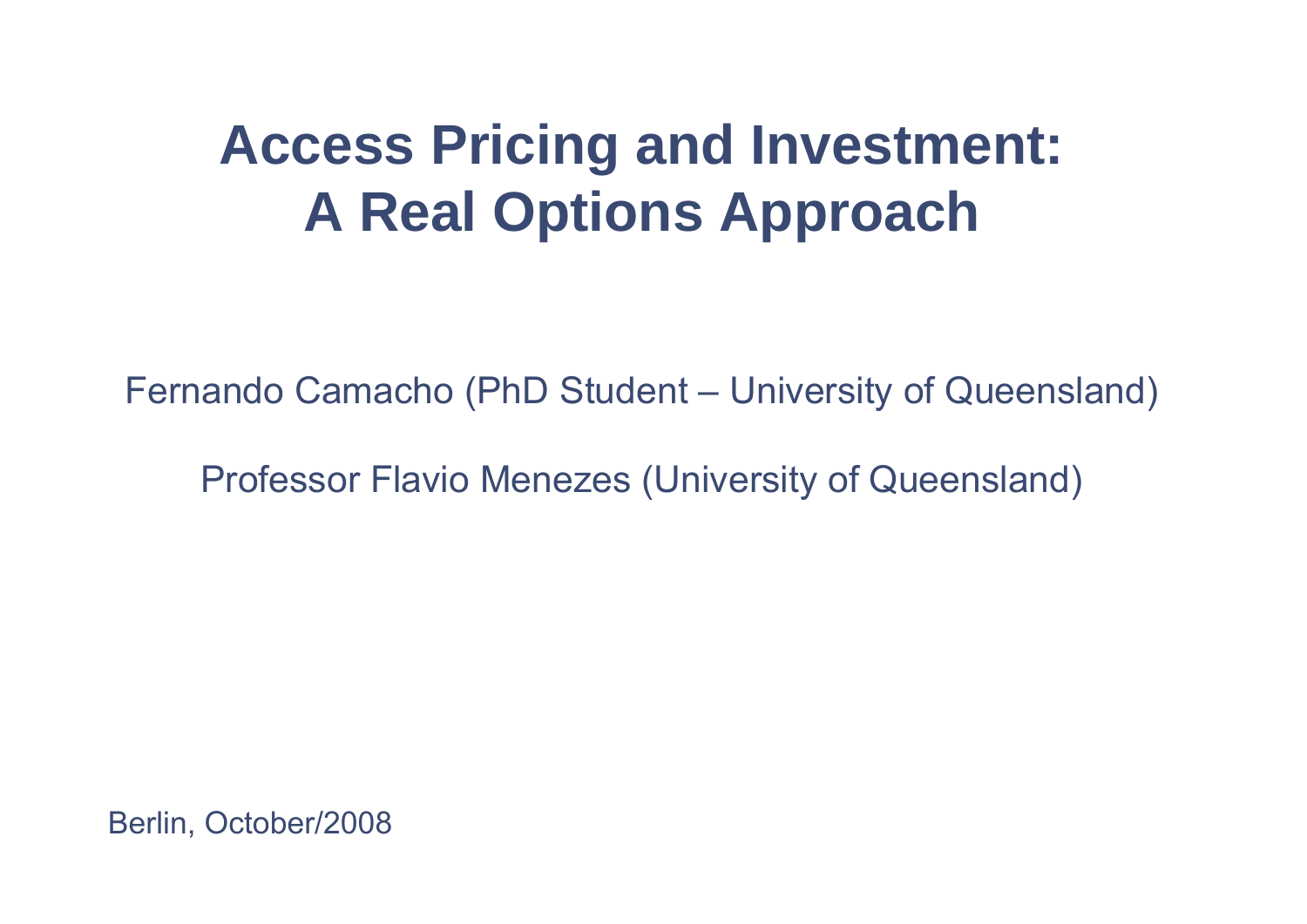# Access Pricing and Investment: A Real Options Approach

Fernando Camacho (PhD Student – University of Queensland)

Professor Flavio Menezes (University of Queensland)

Berlin, October/2008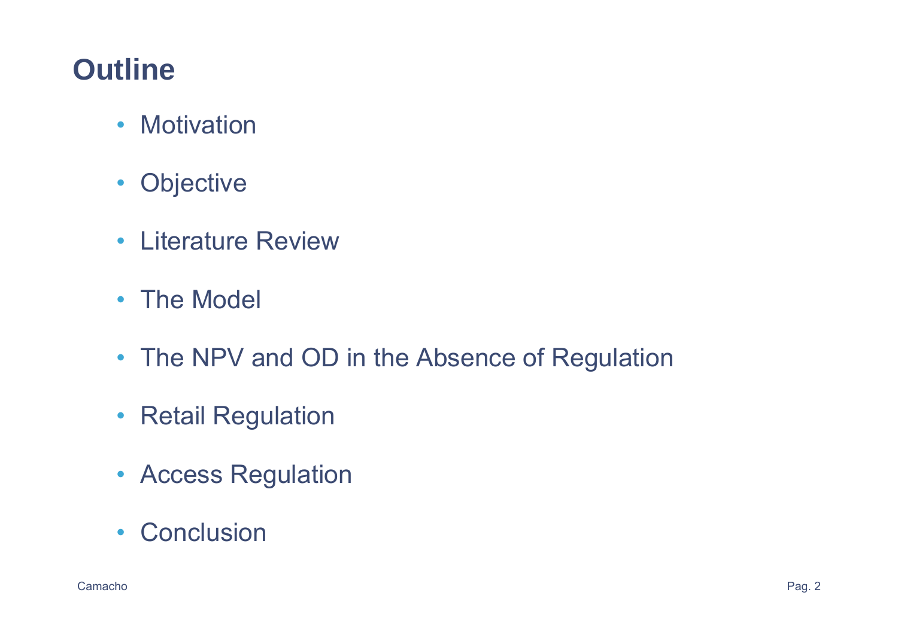# Outline

- Motivation
- Objective
- Literature Review
- The Model
- The NPV and OD in the Absence of Regulation
- Retail Regulation
- Access Regulation
- Conclusion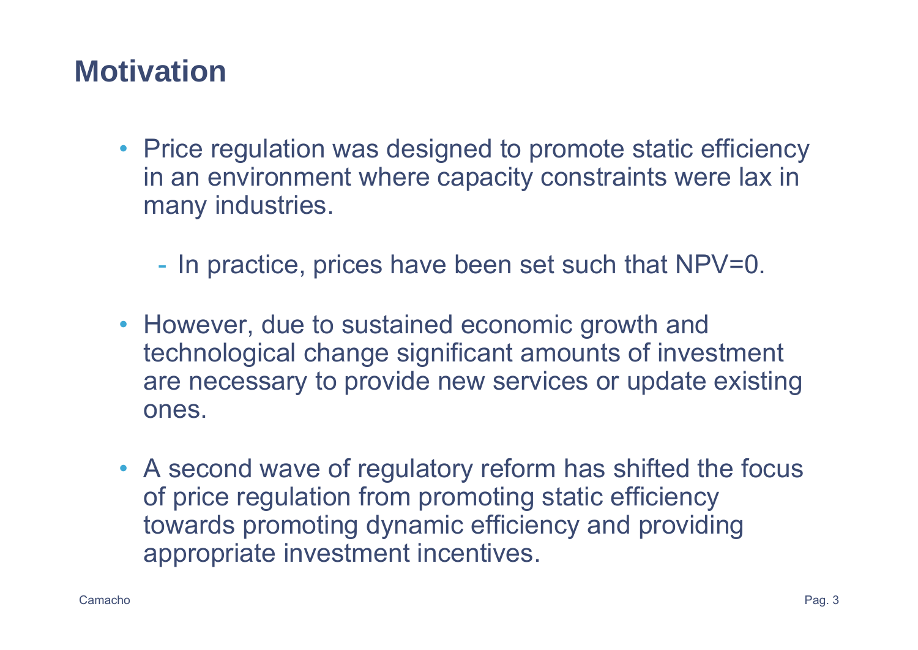# Motivation

- Price regulation was designed to promote static efficiency in an environment where capacity constraints were lax in many industries.
  - In practice, prices have been set such that NPV=0.
- However, due to sustained economic growth and technological change significant amounts of investment are necessary to provide new services or update existing ones.
- A second wave of regulatory reform has shifted the focus of price regulation from promoting static efficiency towards promoting dynamic efficiency and providing appropriate investment incentives.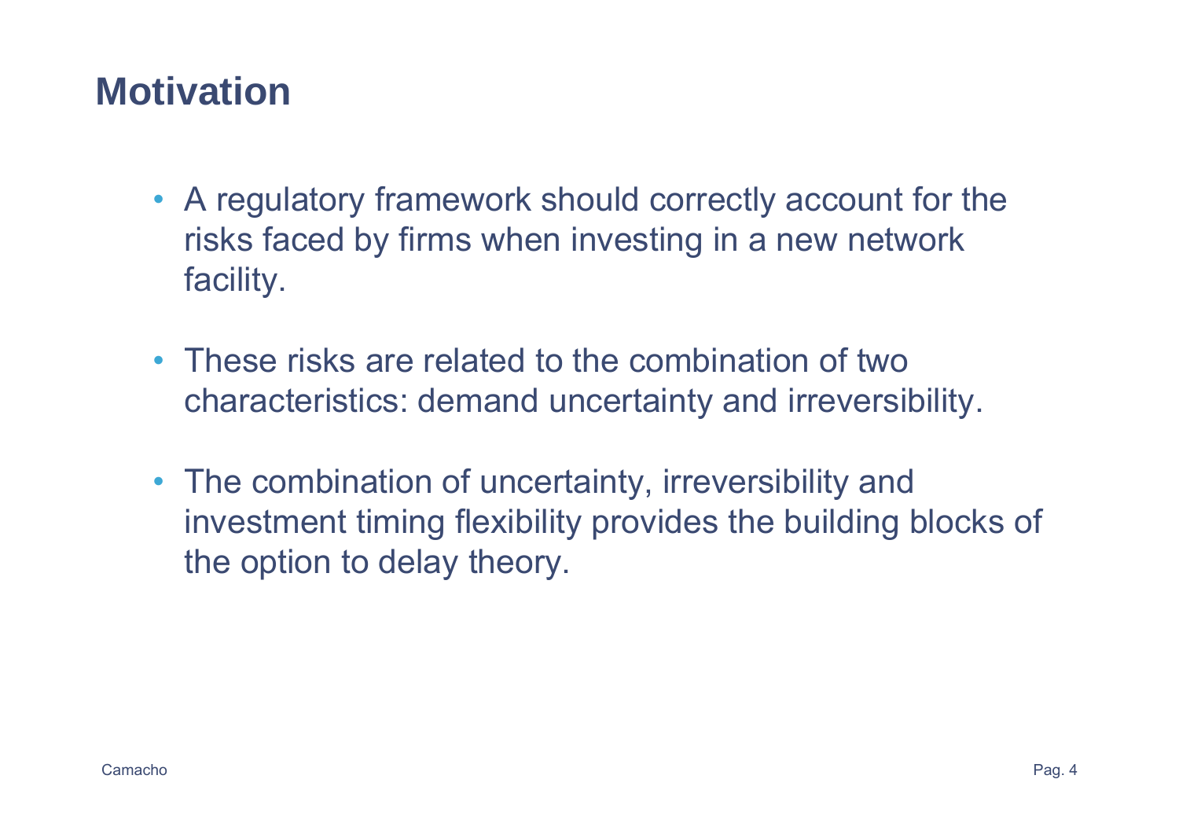# Motivation

- A regulatory framework should correctly account for the risks faced by firms when investing in a new network facility.
- These risks are related to the combination of two characteristics: demand uncertainty and irreversibility.
- The combination of uncertainty, irreversibility and investment timing flexibility provides the building blocks of the option to delay theory.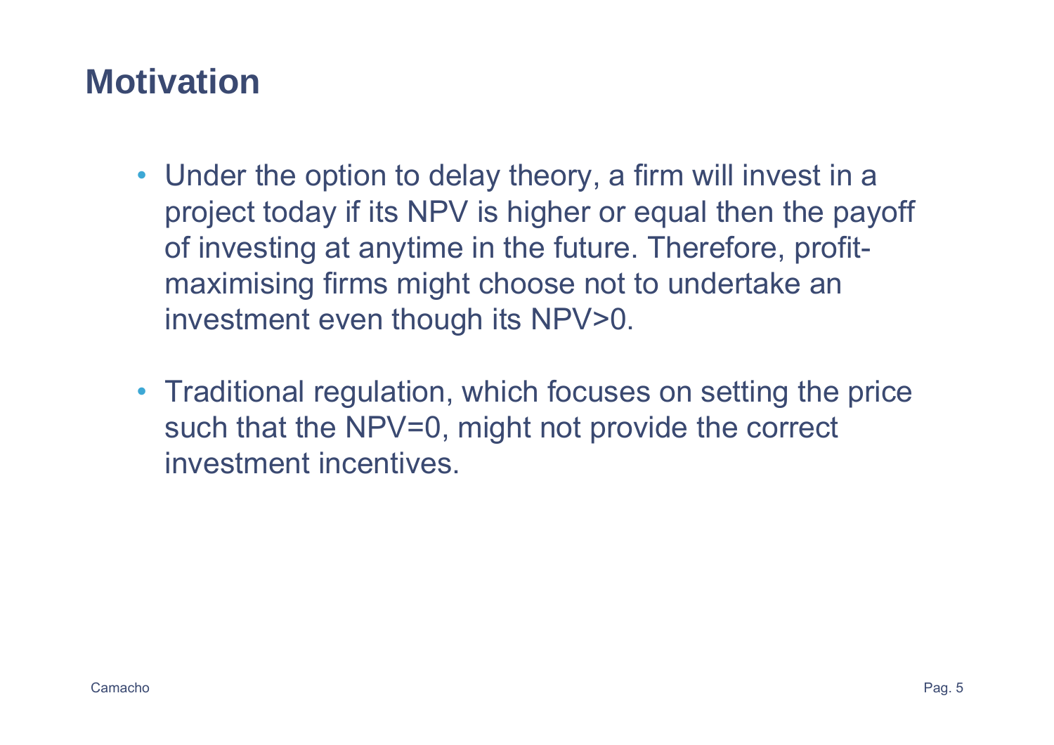# Motivation

- Under the option to delay theory, a firm will invest in a project today if its NPV is higher or equal then the payoff of investing at anytime in the future. Therefore, profit-maximising firms might choose not to undertake an investment even though its NPV>0.

- Traditional regulation, which focuses on setting the price such that the NPV=0, might not provide the correct investment incentives.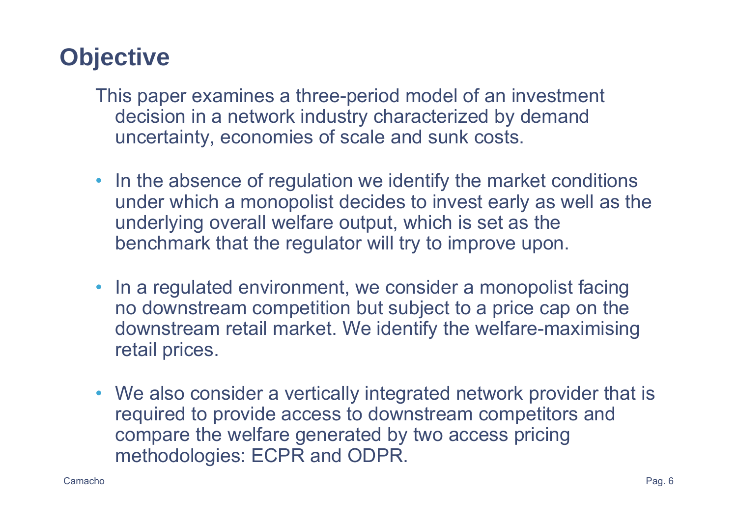# Objective

This paper examines a three-period model of an investment decision in a network industry characterized by demand uncertainty, economies of scale and sunk costs.

- In the absence of regulation we identify the market conditions under which a monopolist decides to invest early as well as the underlying overall welfare output, which is set as the benchmark that the regulator will try to improve upon.
- In a regulated environment, we consider a monopolist facing no downstream competition but subject to a price cap on the downstream retail market. We identify the welfare-maximising retail prices.
- We also consider a vertically integrated network provider that is required to provide access to downstream competitors and compare the welfare generated by two access pricing methodologies: ECPR and ODPR.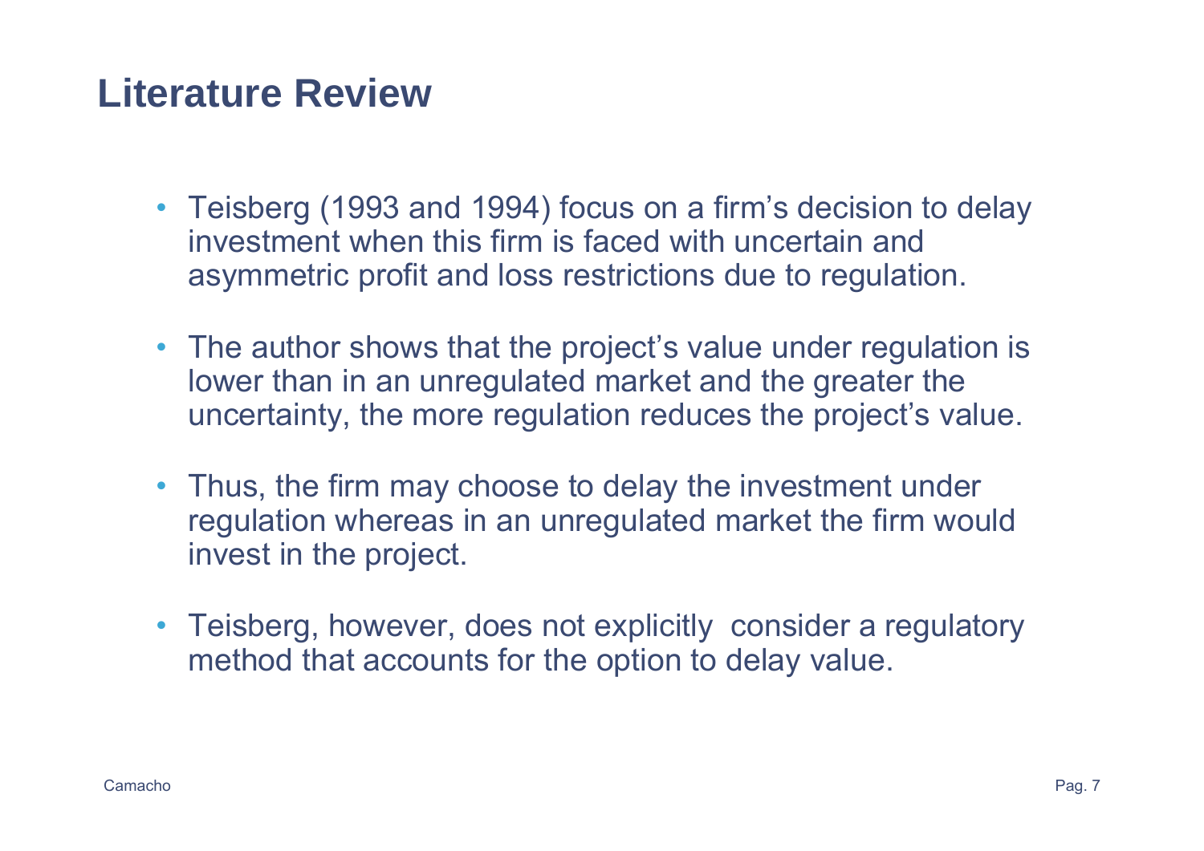# Literature Review

- Teisberg (1993 and 1994) focus on a firm's decision to delay investment when this firm is faced with uncertain and asymmetric profit and loss restrictions due to regulation.
- The author shows that the project's value under regulation is lower than in an unregulated market and the greater the uncertainty, the more regulation reduces the project's value.
- Thus, the firm may choose to delay the investment under regulation whereas in an unregulated market the firm would invest in the project.
- Teisberg, however, does not explicitly consider a regulatory method that accounts for the option to delay value.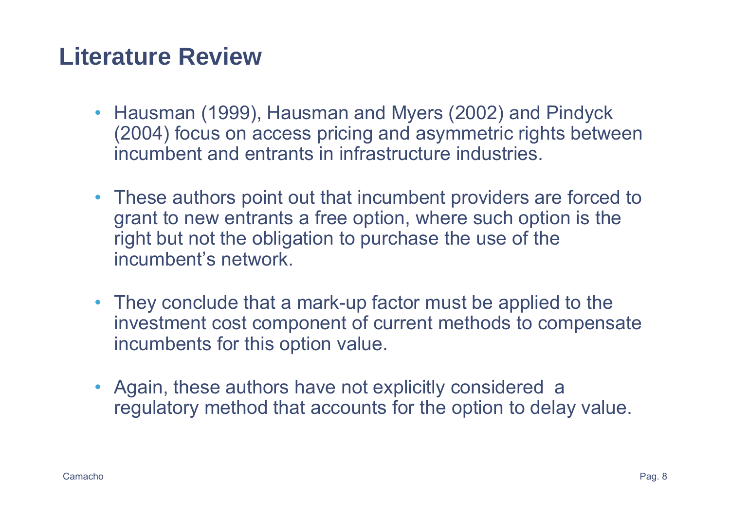# Literature Review

- Hausman (1999), Hausman and Myers (2002) and Pindyck (2004) focus on access pricing and asymmetric rights between incumbent and entrants in infrastructure industries.

- These authors point out that incumbent providers are forced to grant to new entrants a free option, where such option is the right but not the obligation to purchase the use of the incumbent's network.

- They conclude that a mark-up factor must be applied to the investment cost component of current methods to compensate incumbents for this option value.

- Again, these authors have not explicitly considered a regulatory method that accounts for the option to delay value.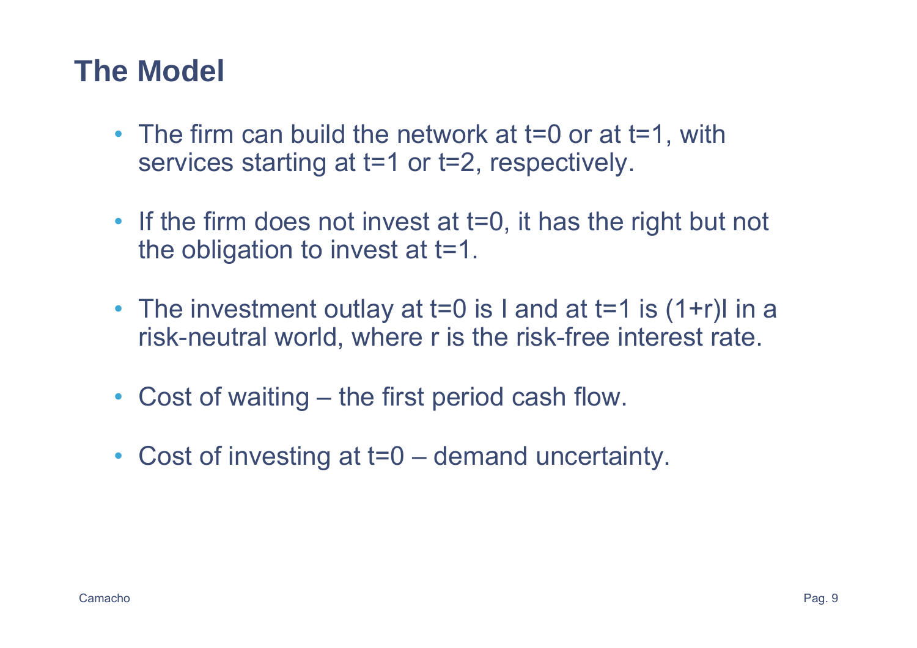# The Model

- The firm can build the network at $t=0$ or at $t=1$, with services starting at $t=1$ or $t=2$, respectively.
- If the firm does not invest at $t=0$, it has the right but not the obligation to invest at $t=1$.
- The investment outlay at $t=0$ is $I$ and at $t=1$ is $(1+r)I$ in a risk-neutral world, where $r$ is the risk-free interest rate.
- Cost of waiting – the first period cash flow.
- Cost of investing at $t=0$ – demand uncertainty.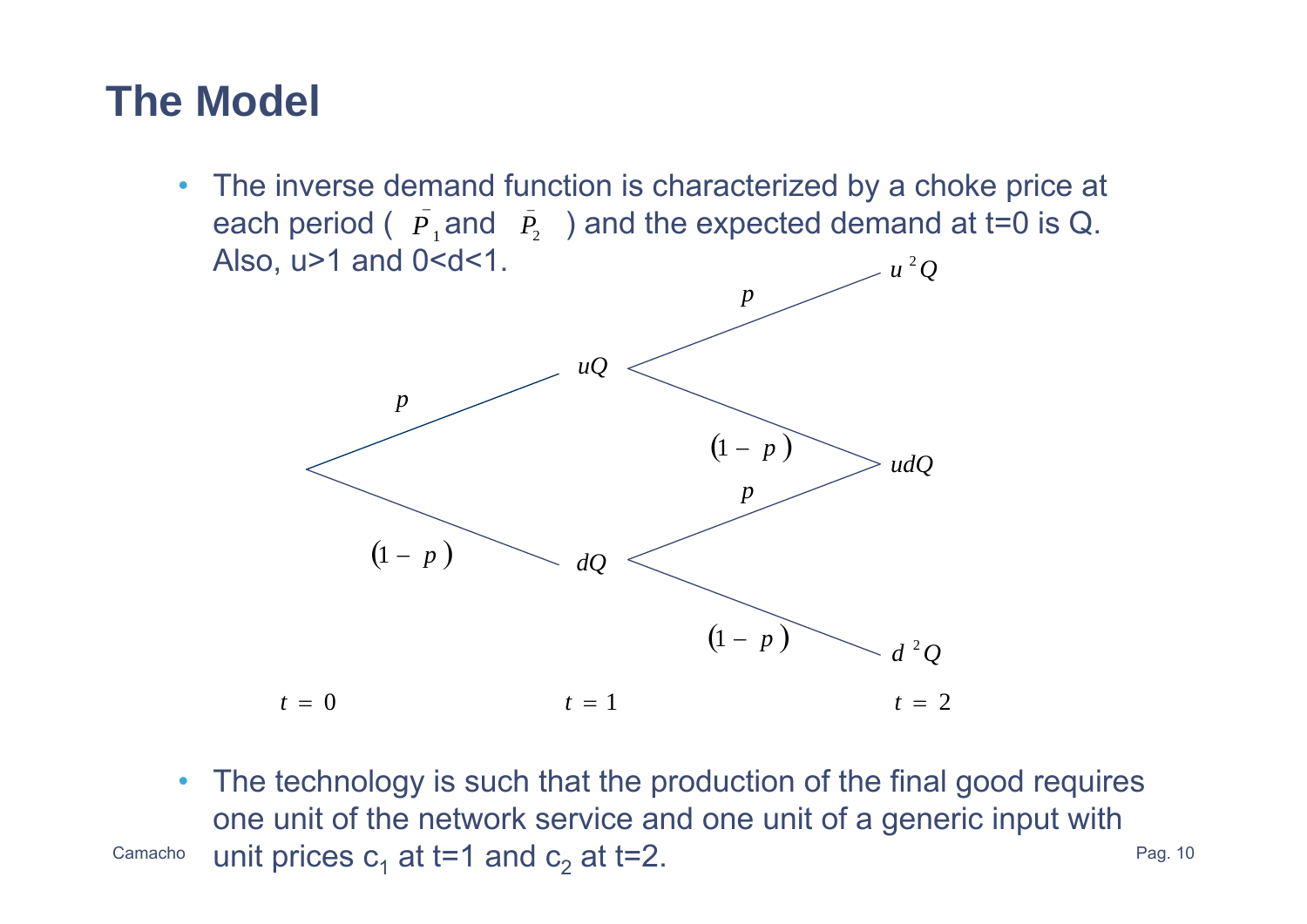# The Model

- The inverse demand function is characterized by a choke price at each period ( $\bar{P}_1$ and $\bar{P}_2$ ) and the expected demand at t=0 is Q. Also, u>1 and 0<d<1.

$u^2Q$

$p$

$uQ$

$p$

$(1-p)$

$udQ$

$p$

$(1-p)$

$dQ$

$(1-p)$

$d^2Q$

$t=0$ $t=1$ $t=2$

- The technology is such that the production of the final good requires one unit of the network service and one unit of a generic input with unit prices $c_1$ at t=1 and $c_2$ at t=2.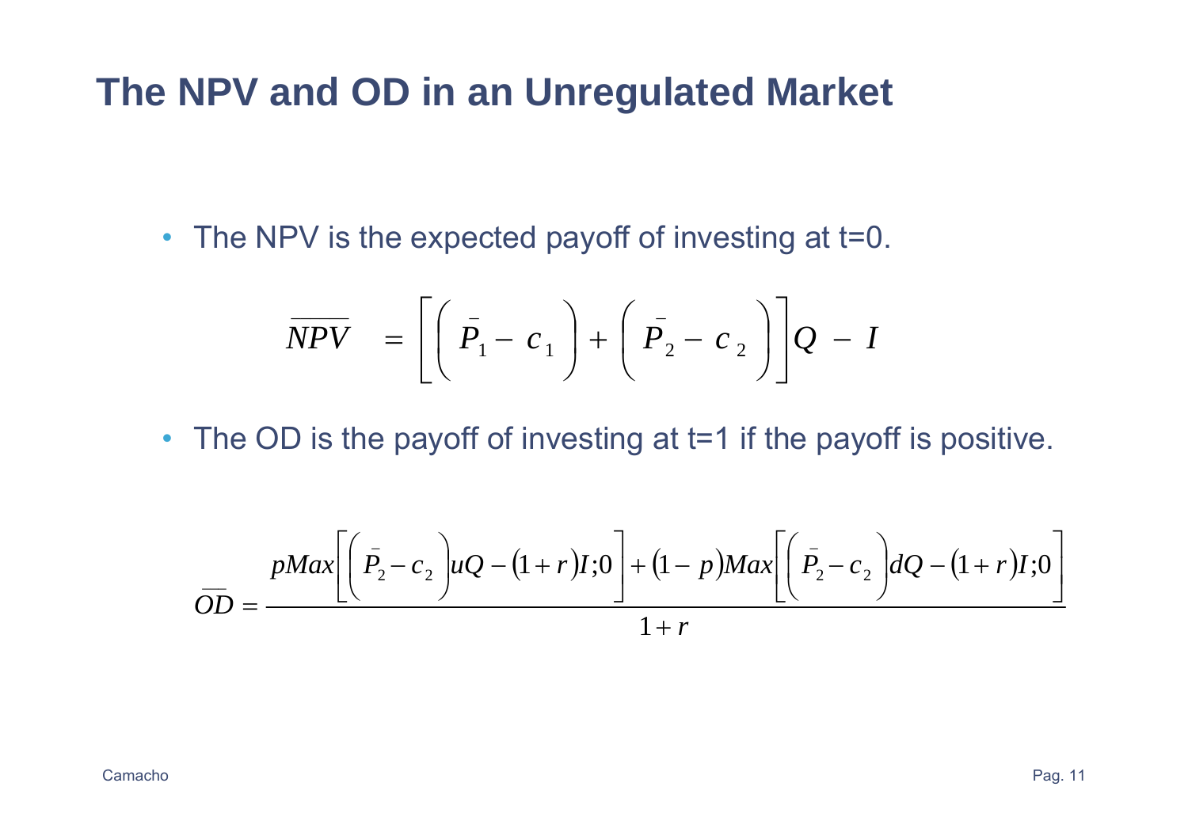# The NPV and OD in an Unregulated Market

- The NPV is the expected payoff of investing at t=0.

$$\overline{NPV} = \left[ \left( \bar{P}_1 - c_1 \right) + \left( \bar{P}_2 - c_2 \right) \right] Q - I$$

- The OD is the payoff of investing at t=1 if the payoff is positive.

$$\overline{OD} = \frac{p Max\left[ \left( \bar{P}_2 - c_2 \right) uQ - (1+r) I ; 0 \right] + (1-p) Max\left[ \left( \bar{P}_2 - c_2 \right) dQ - (1+r) I ; 0 \right]}{1+r}$$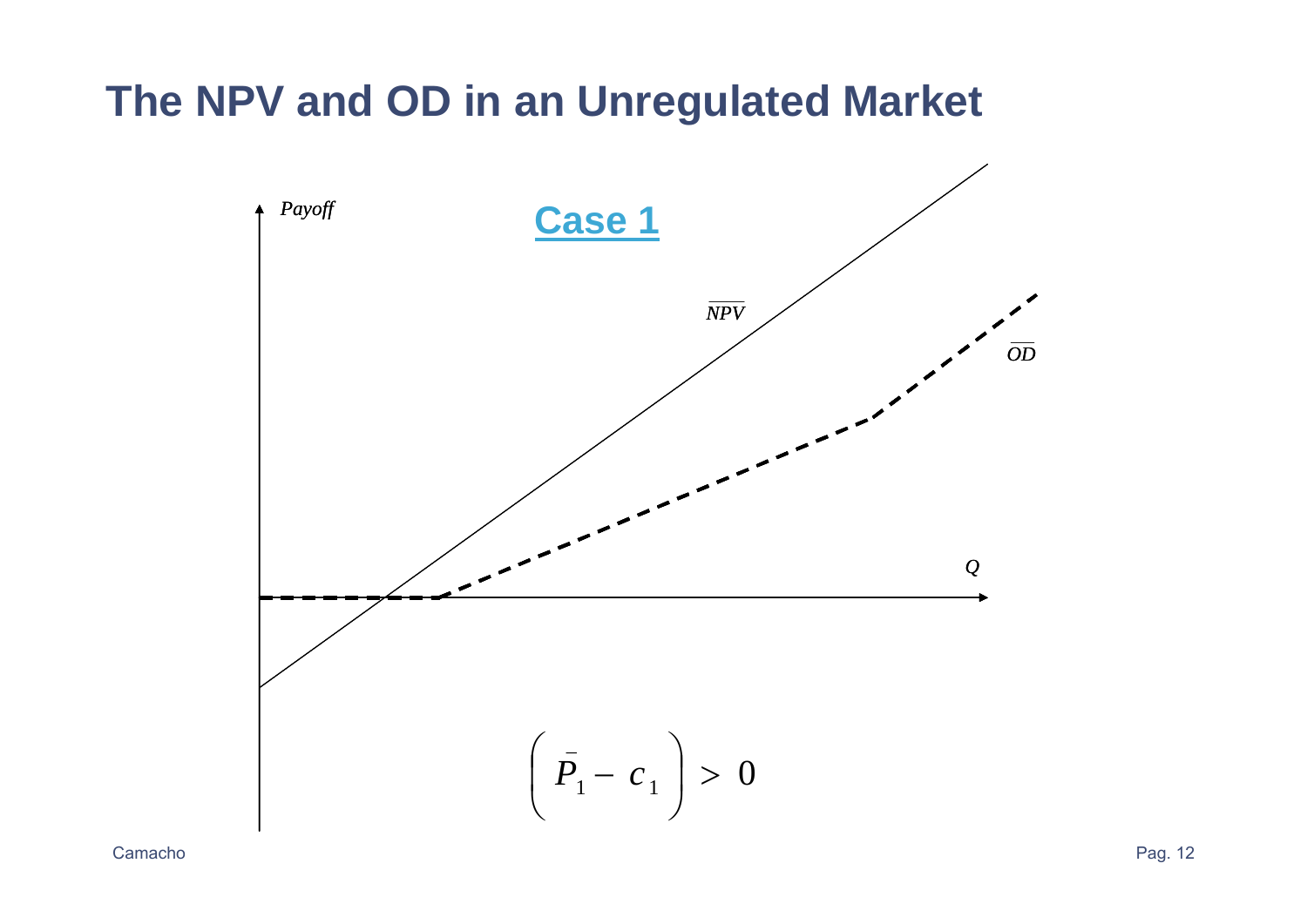# The NPV and OD in an Unregulated Market

**Case 1**

Payoff

$\overline{NPV}$

$\overline{OD}$

$Q$

$$\left( \bar{P}_1 - c_1 \right) > 0$$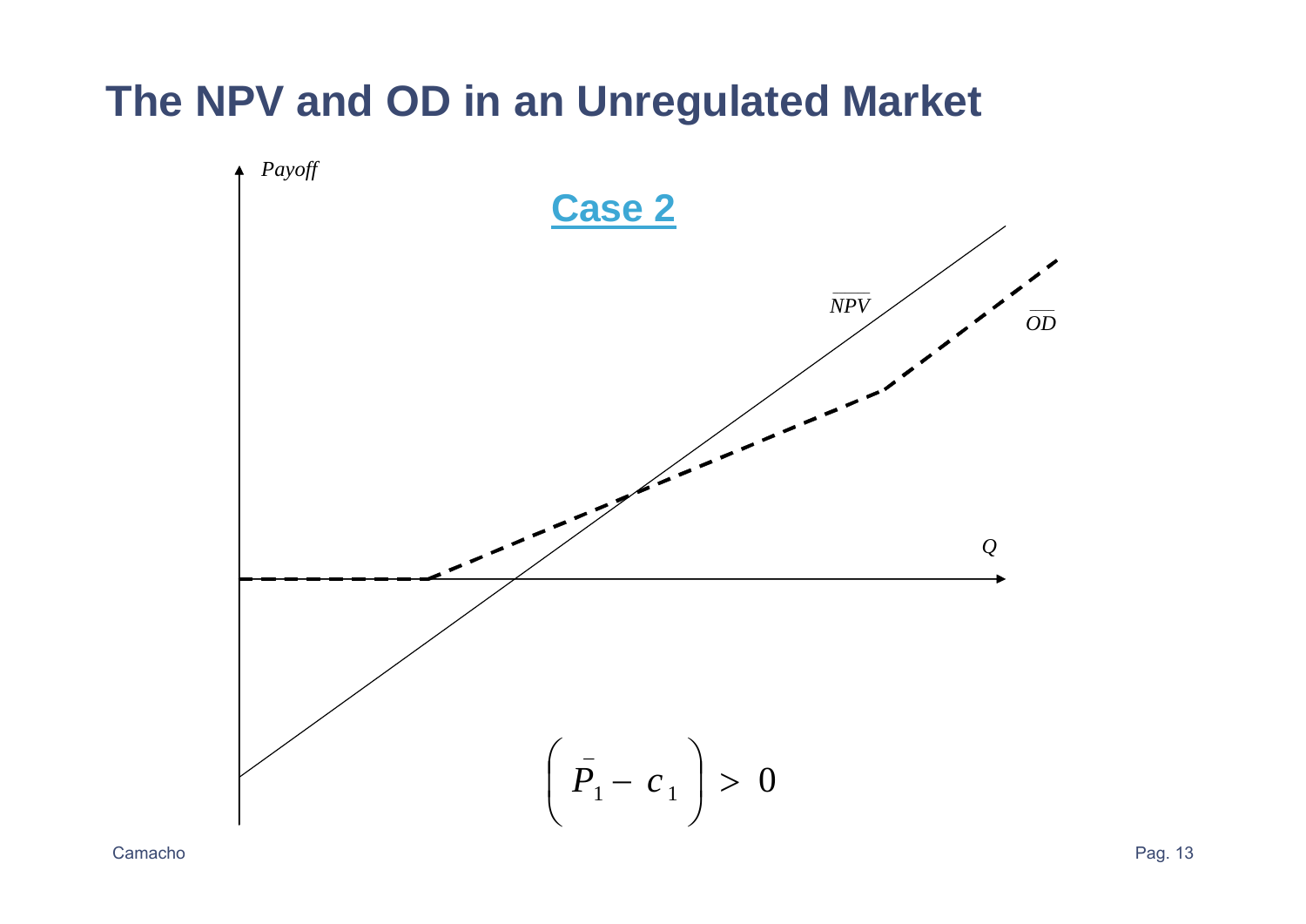# The NPV and OD in an Unregulated Market

**Case 2**

*Payoff*

$\overline{NPV}$

$\overline{OD}$

$Q$

$$\left(\bar{P}_1 - c_1\right) > 0$$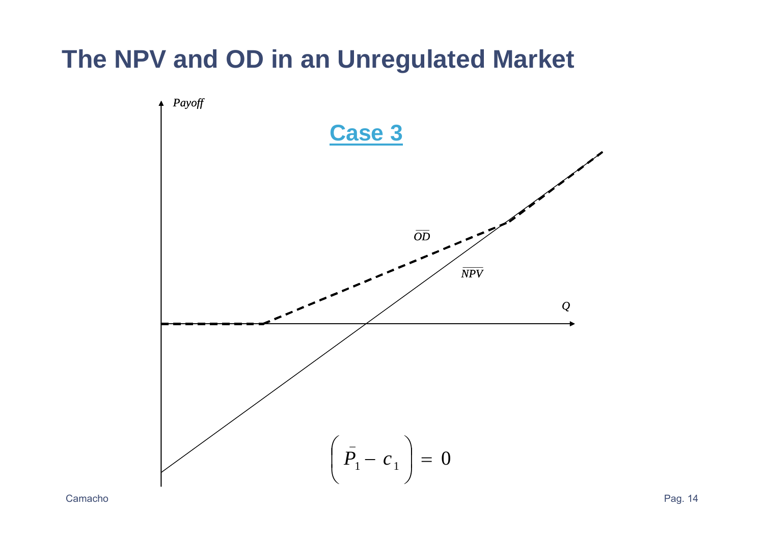# The NPV and OD in an Unregulated Market

**Case 3**

Payoff

$\overline{OD}$

$\overline{NPV}$

$Q$

$$\left( \bar{P}_1 - c_1 \right) = 0$$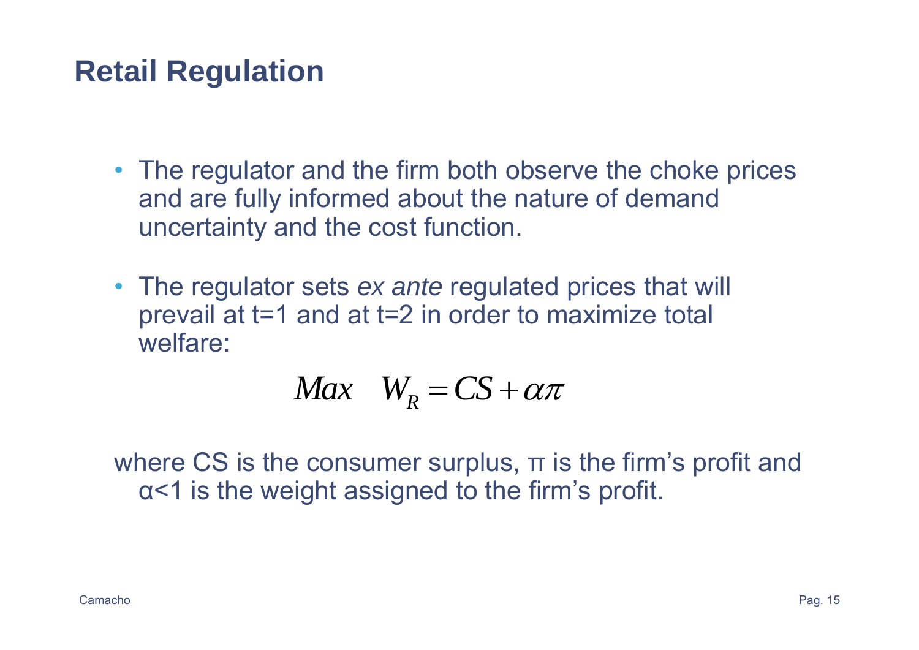# Retail Regulation

- The regulator and the firm both observe the choke prices and are fully informed about the nature of demand uncertainty and the cost function.
- The regulator sets *ex ante* regulated prices that will prevail at t=1 and at t=2 in order to maximize total welfare:

$$Max \quad W_R = CS + \alpha\pi$$

where CS is the consumer surplus, $\pi$ is the firm's profit and $\alpha<1$ is the weight assigned to the firm's profit.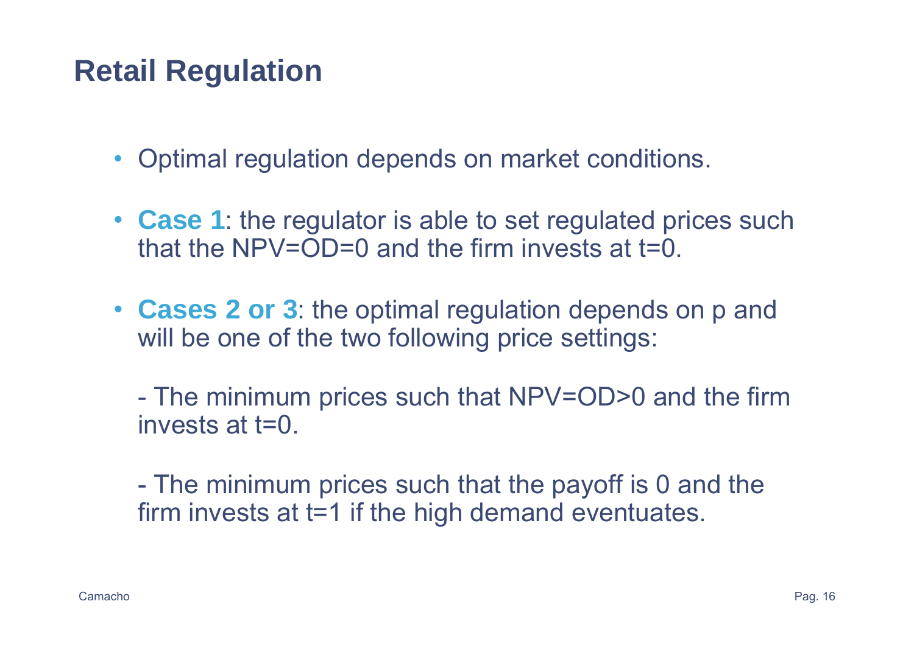# Retail Regulation

- Optimal regulation depends on market conditions.
- **Case 1**: the regulator is able to set regulated prices such that the NPV=OD=0 and the firm invests at t=0.
- **Cases 2 or 3**: the optimal regulation depends on p and will be one of the two following price settings:

  - The minimum prices such that NPV=OD>0 and the firm invests at t=0.

  - The minimum prices such that the payoff is 0 and the firm invests at t=1 if the high demand eventuates.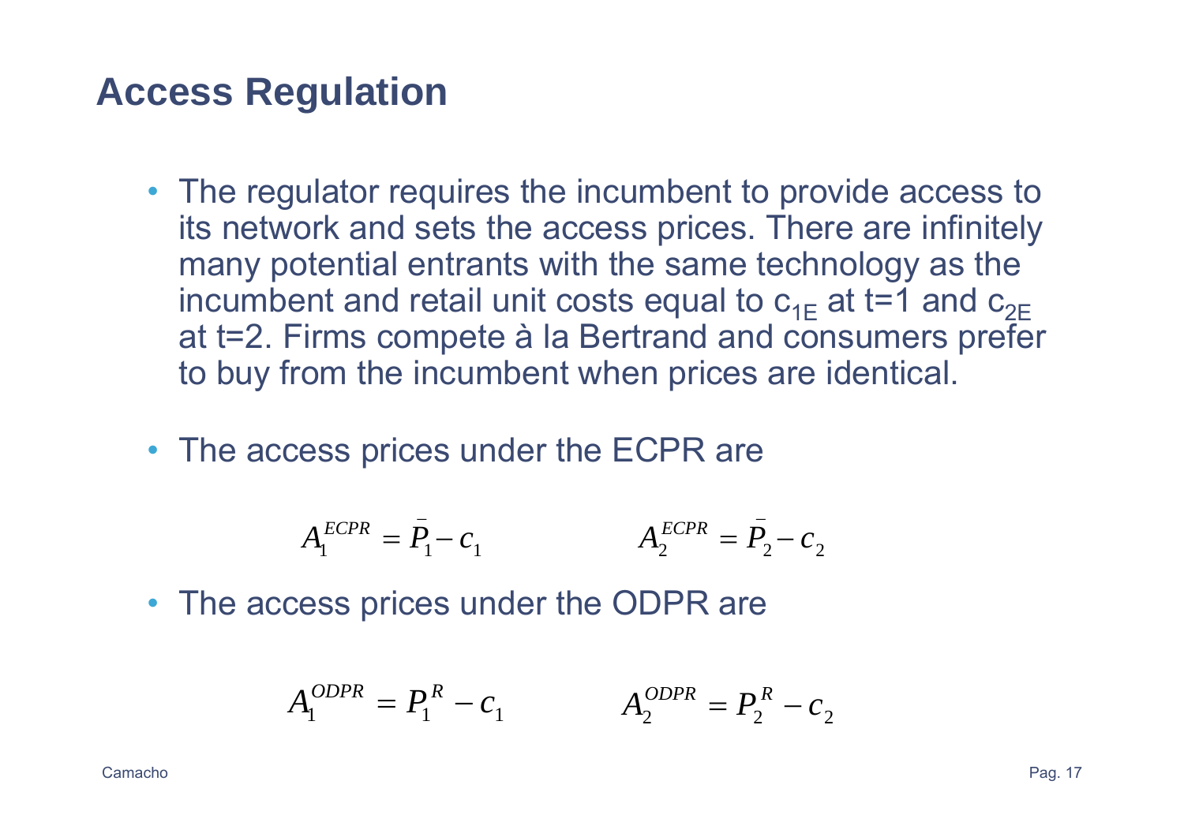# Access Regulation

- The regulator requires the incumbent to provide access to its network and sets the access prices. There are infinitely many potential entrants with the same technology as the incumbent and retail unit costs equal to $c_{1E}$ at t=1 and $c_{2E}$ at t=2. Firms compete à la Bertrand and consumers prefer to buy from the incumbent when prices are identical.

- The access prices under the ECPR are

$$A_1^{ECPR} = \bar{P}_1 - c_1 \qquad\qquad A_2^{ECPR} = \bar{P}_2 - c_2$$

- The access prices under the ODPR are

$$A_1^{ODPR} = P_1^R - c_1 \qquad\qquad A_2^{ODPR} = P_2^R - c_2$$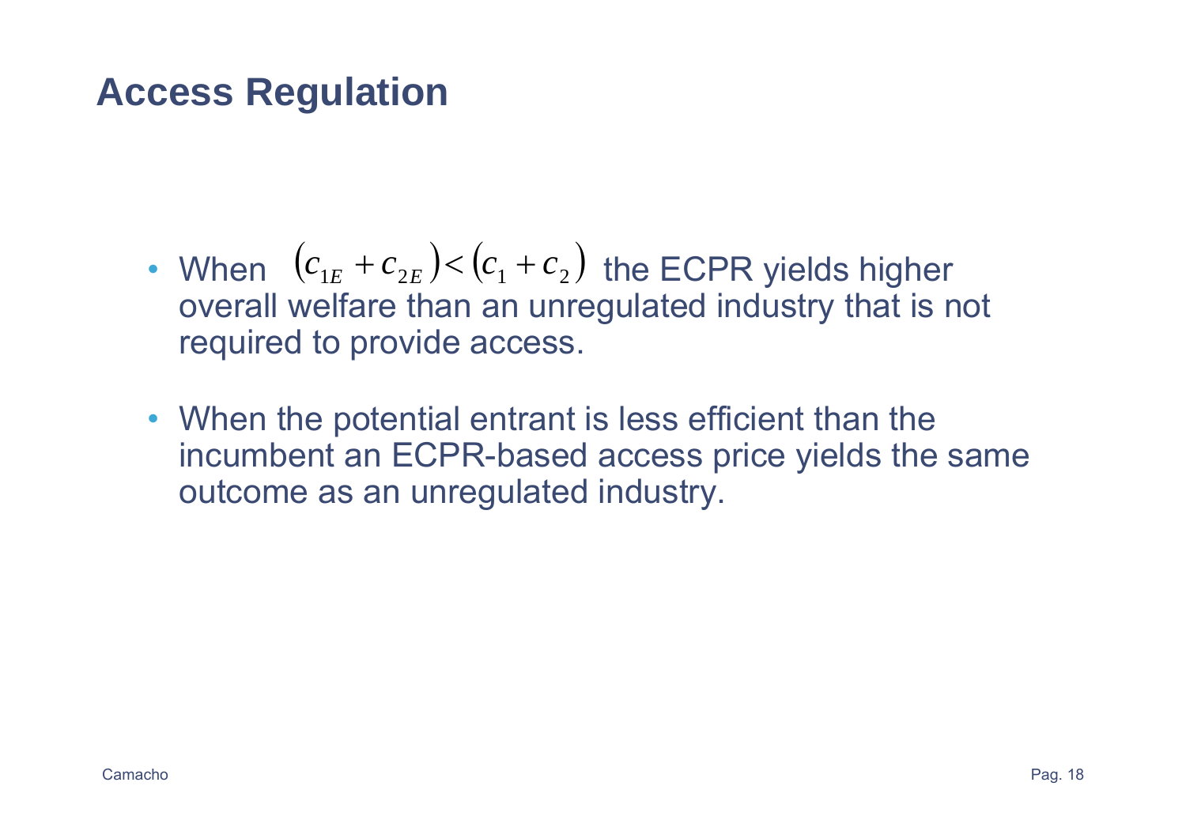# Access Regulation

- When $(c_{1E} + c_{2E}) < (c_1 + c_2)$ the ECPR yields higher overall welfare than an unregulated industry that is not required to provide access.
- When the potential entrant is less efficient than the incumbent an ECPR-based access price yields the same outcome as an unregulated industry.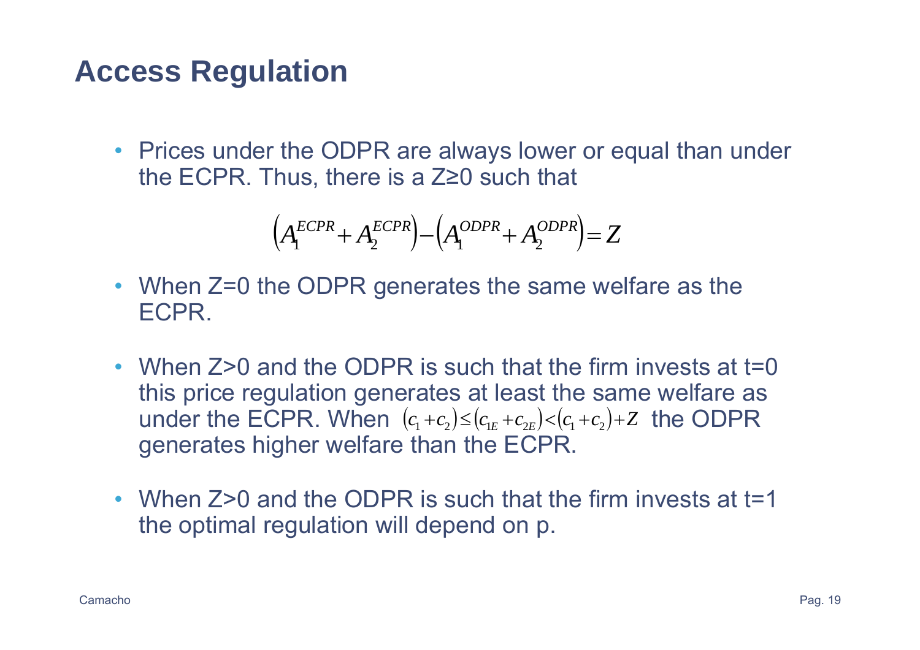# Access Regulation

- Prices under the ODPR are always lower or equal than under the ECPR. Thus, there is a Z≥0 such that

$$\left(A_1^{ECPR} + A_2^{ECPR}\right) - \left(A_1^{ODPR} + A_2^{ODPR}\right) = Z$$

- When Z=0 the ODPR generates the same welfare as the ECPR.

- When Z>0 and the ODPR is such that the firm invests at t=0 this price regulation generates at least the same welfare as under the ECPR. When $(c_1 + c_2) \leq (c_{1E} + c_{2E}) < (c_1 + c_2) + Z$ the ODPR generates higher welfare than the ECPR.

- When Z>0 and the ODPR is such that the firm invests at t=1 the optimal regulation will depend on p.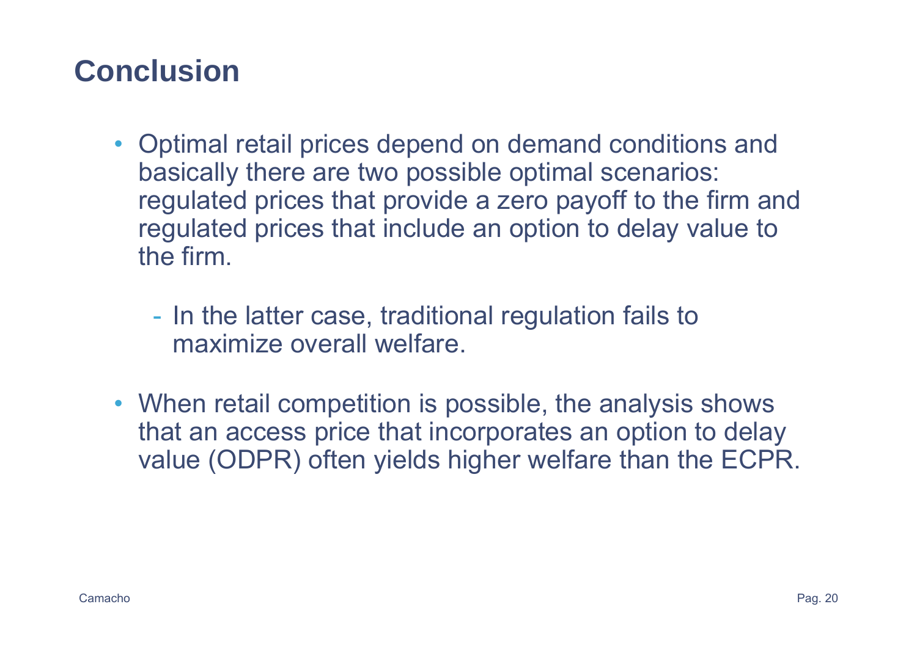# Conclusion

- Optimal retail prices depend on demand conditions and basically there are two possible optimal scenarios: regulated prices that provide a zero payoff to the firm and regulated prices that include an option to delay value to the firm.
  - In the latter case, traditional regulation fails to maximize overall welfare.
- When retail competition is possible, the analysis shows that an access price that incorporates an option to delay value (ODPR) often yields higher welfare than the ECPR.